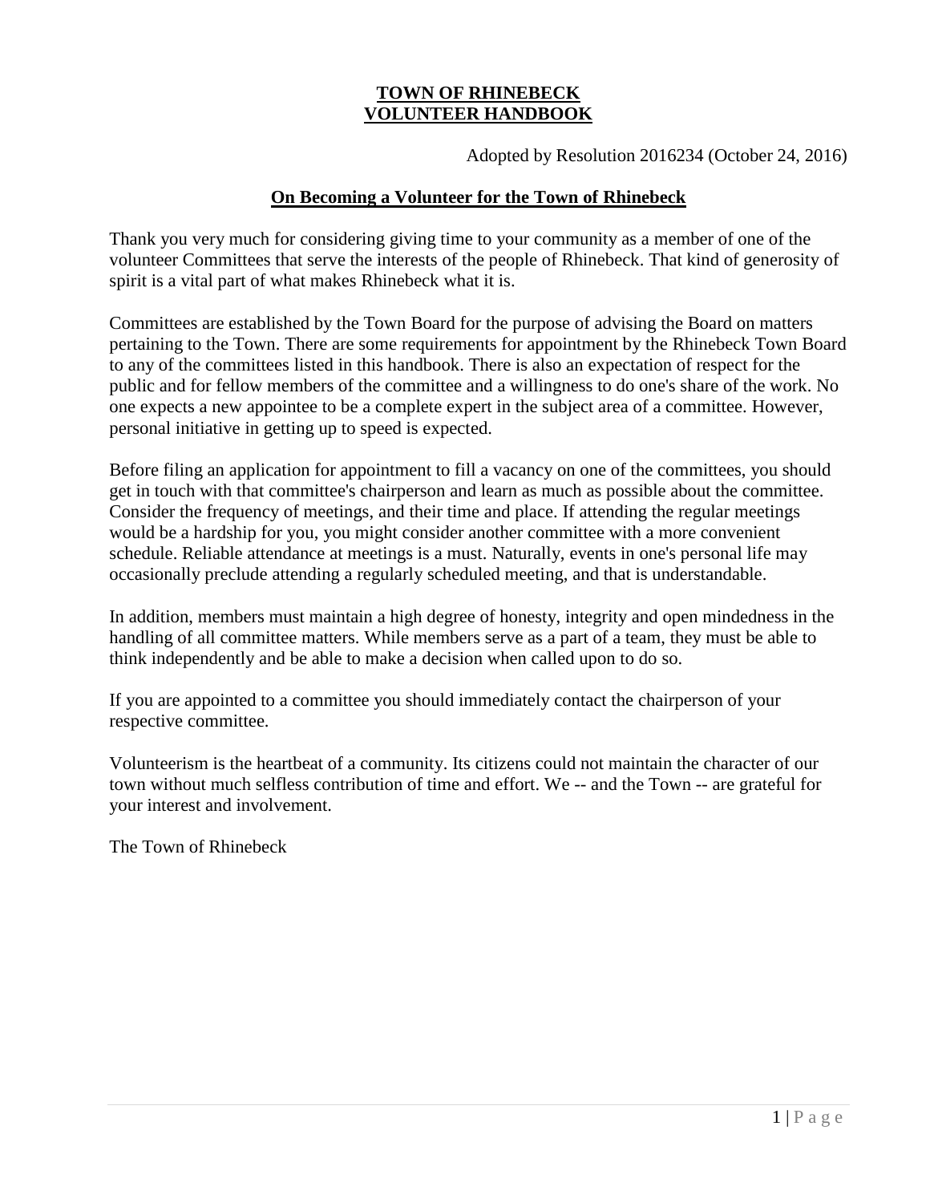# TOWN OF RHINEBECK
# VOLUNTEER HANDBOOK

Adopted by Resolution 2016234 (October 24, 2016)

## On Becoming a Volunteer for the Town of Rhinebeck

Thank you very much for considering giving time to your community as a member of one of the volunteer Committees that serve the interests of the people of Rhinebeck. That kind of generosity of spirit is a vital part of what makes Rhinebeck what it is.

Committees are established by the Town Board for the purpose of advising the Board on matters pertaining to the Town. There are some requirements for appointment by the Rhinebeck Town Board to any of the committees listed in this handbook. There is also an expectation of respect for the public and for fellow members of the committee and a willingness to do one's share of the work. No one expects a new appointee to be a complete expert in the subject area of a committee. However, personal initiative in getting up to speed is expected.

Before filing an application for appointment to fill a vacancy on one of the committees, you should get in touch with that committee's chairperson and learn as much as possible about the committee. Consider the frequency of meetings, and their time and place. If attending the regular meetings would be a hardship for you, you might consider another committee with a more convenient schedule. Reliable attendance at meetings is a must. Naturally, events in one's personal life may occasionally preclude attending a regularly scheduled meeting, and that is understandable.

In addition, members must maintain a high degree of honesty, integrity and open mindedness in the handling of all committee matters. While members serve as a part of a team, they must be able to think independently and be able to make a decision when called upon to do so.

If you are appointed to a committee you should immediately contact the chairperson of your respective committee.

Volunteerism is the heartbeat of a community. Its citizens could not maintain the character of our town without much selfless contribution of time and effort. We -- and the Town -- are grateful for your interest and involvement.

The Town of Rhinebeck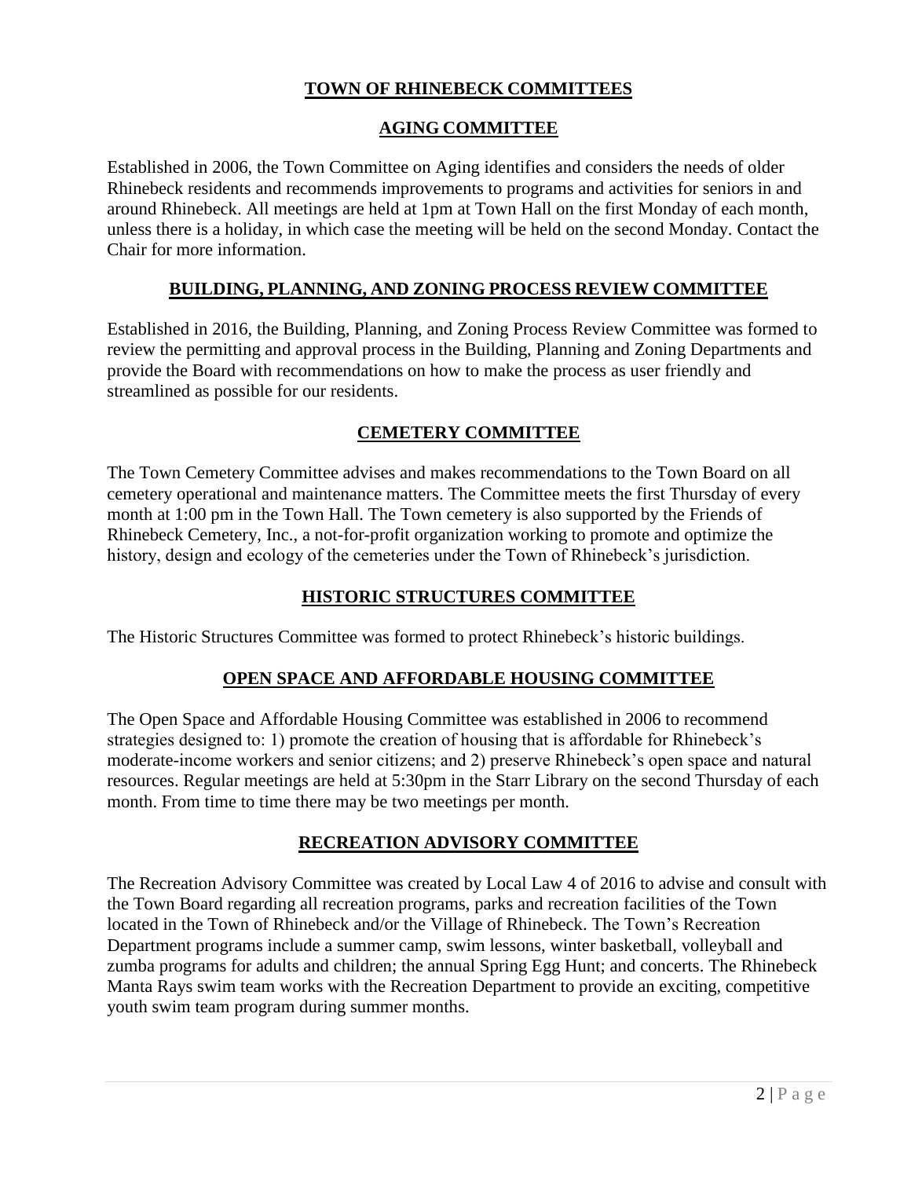# TOWN OF RHINEBECK COMMITTEES

## AGING COMMITTEE

Established in 2006, the Town Committee on Aging identifies and considers the needs of older Rhinebeck residents and recommends improvements to programs and activities for seniors in and around Rhinebeck. All meetings are held at 1pm at Town Hall on the first Monday of each month, unless there is a holiday, in which case the meeting will be held on the second Monday. Contact the Chair for more information.

## BUILDING, PLANNING, AND ZONING PROCESS REVIEW COMMITTEE

Established in 2016, the Building, Planning, and Zoning Process Review Committee was formed to review the permitting and approval process in the Building, Planning and Zoning Departments and provide the Board with recommendations on how to make the process as user friendly and streamlined as possible for our residents.

## CEMETERY COMMITTEE

The Town Cemetery Committee advises and makes recommendations to the Town Board on all cemetery operational and maintenance matters. The Committee meets the first Thursday of every month at 1:00 pm in the Town Hall. The Town cemetery is also supported by the Friends of Rhinebeck Cemetery, Inc., a not-for-profit organization working to promote and optimize the history, design and ecology of the cemeteries under the Town of Rhinebeck's jurisdiction.

## HISTORIC STRUCTURES COMMITTEE

The Historic Structures Committee was formed to protect Rhinebeck's historic buildings.

## OPEN SPACE AND AFFORDABLE HOUSING COMMITTEE

The Open Space and Affordable Housing Committee was established in 2006 to recommend strategies designed to: 1) promote the creation of housing that is affordable for Rhinebeck's moderate-income workers and senior citizens; and 2) preserve Rhinebeck's open space and natural resources. Regular meetings are held at 5:30pm in the Starr Library on the second Thursday of each month. From time to time there may be two meetings per month.

## RECREATION ADVISORY COMMITTEE

The Recreation Advisory Committee was created by Local Law 4 of 2016 to advise and consult with the Town Board regarding all recreation programs, parks and recreation facilities of the Town located in the Town of Rhinebeck and/or the Village of Rhinebeck. The Town's Recreation Department programs include a summer camp, swim lessons, winter basketball, volleyball and zumba programs for adults and children; the annual Spring Egg Hunt; and concerts. The Rhinebeck Manta Rays swim team works with the Recreation Department to provide an exciting, competitive youth swim team program during summer months.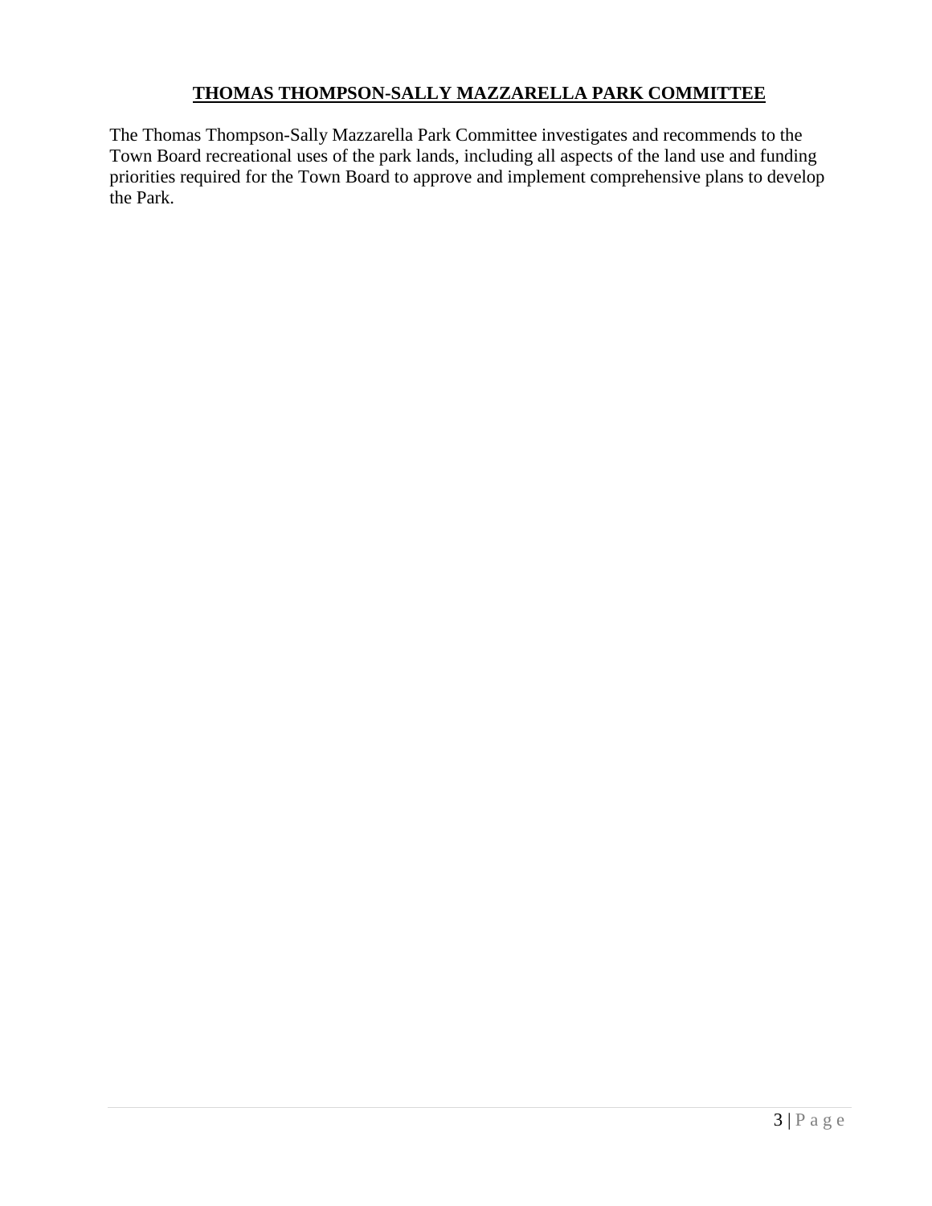## **THOMAS THOMPSON-SALLY MAZZARELLA PARK COMMITTEE**

The Thomas Thompson-Sally Mazzarella Park Committee investigates and recommends to the Town Board recreational uses of the park lands, including all aspects of the land use and funding priorities required for the Town Board to approve and implement comprehensive plans to develop the Park.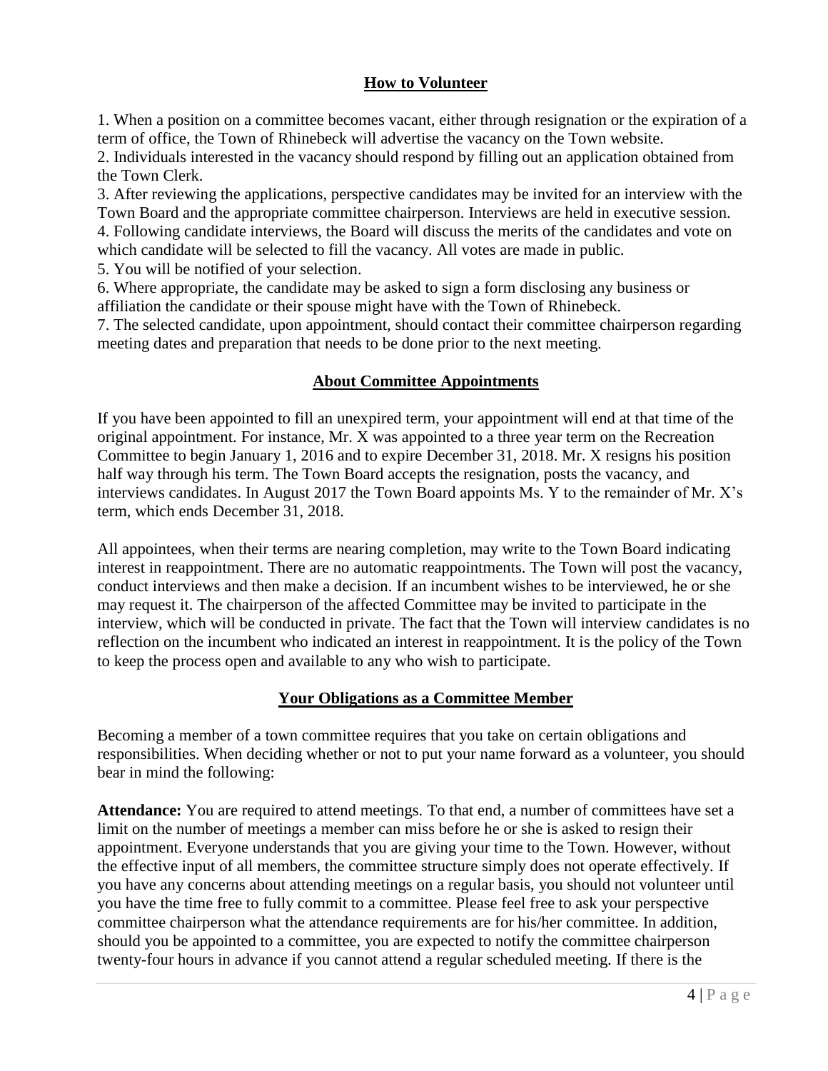## How to Volunteer

1. When a position on a committee becomes vacant, either through resignation or the expiration of a term of office, the Town of Rhinebeck will advertise the vacancy on the Town website.
2. Individuals interested in the vacancy should respond by filling out an application obtained from the Town Clerk.
3. After reviewing the applications, perspective candidates may be invited for an interview with the Town Board and the appropriate committee chairperson. Interviews are held in executive session.
4. Following candidate interviews, the Board will discuss the merits of the candidates and vote on which candidate will be selected to fill the vacancy. All votes are made in public.
5. You will be notified of your selection.
6. Where appropriate, the candidate may be asked to sign a form disclosing any business or affiliation the candidate or their spouse might have with the Town of Rhinebeck.
7. The selected candidate, upon appointment, should contact their committee chairperson regarding meeting dates and preparation that needs to be done prior to the next meeting.

## About Committee Appointments

If you have been appointed to fill an unexpired term, your appointment will end at that time of the original appointment. For instance, Mr. X was appointed to a three year term on the Recreation Committee to begin January 1, 2016 and to expire December 31, 2018. Mr. X resigns his position half way through his term. The Town Board accepts the resignation, posts the vacancy, and interviews candidates. In August 2017 the Town Board appoints Ms. Y to the remainder of Mr. X's term, which ends December 31, 2018.

All appointees, when their terms are nearing completion, may write to the Town Board indicating interest in reappointment. There are no automatic reappointments. The Town will post the vacancy, conduct interviews and then make a decision. If an incumbent wishes to be interviewed, he or she may request it. The chairperson of the affected Committee may be invited to participate in the interview, which will be conducted in private. The fact that the Town will interview candidates is no reflection on the incumbent who indicated an interest in reappointment. It is the policy of the Town to keep the process open and available to any who wish to participate.

## Your Obligations as a Committee Member

Becoming a member of a town committee requires that you take on certain obligations and responsibilities. When deciding whether or not to put your name forward as a volunteer, you should bear in mind the following:

**Attendance:** You are required to attend meetings. To that end, a number of committees have set a limit on the number of meetings a member can miss before he or she is asked to resign their appointment. Everyone understands that you are giving your time to the Town. However, without the effective input of all members, the committee structure simply does not operate effectively. If you have any concerns about attending meetings on a regular basis, you should not volunteer until you have the time free to fully commit to a committee. Please feel free to ask your perspective committee chairperson what the attendance requirements are for his/her committee. In addition, should you be appointed to a committee, you are expected to notify the committee chairperson twenty-four hours in advance if you cannot attend a regular scheduled meeting. If there is the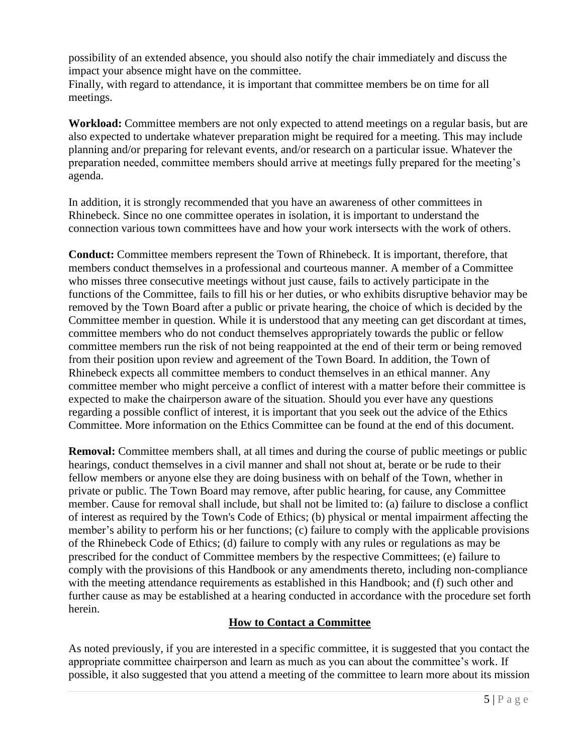possibility of an extended absence, you should also notify the chair immediately and discuss the impact your absence might have on the committee.
Finally, with regard to attendance, it is important that committee members be on time for all meetings.

**Workload:** Committee members are not only expected to attend meetings on a regular basis, but are also expected to undertake whatever preparation might be required for a meeting. This may include planning and/or preparing for relevant events, and/or research on a particular issue. Whatever the preparation needed, committee members should arrive at meetings fully prepared for the meeting's agenda.

In addition, it is strongly recommended that you have an awareness of other committees in Rhinebeck. Since no one committee operates in isolation, it is important to understand the connection various town committees have and how your work intersects with the work of others.

**Conduct:** Committee members represent the Town of Rhinebeck. It is important, therefore, that members conduct themselves in a professional and courteous manner. A member of a Committee who misses three consecutive meetings without just cause, fails to actively participate in the functions of the Committee, fails to fill his or her duties, or who exhibits disruptive behavior may be removed by the Town Board after a public or private hearing, the choice of which is decided by the Committee member in question. While it is understood that any meeting can get discordant at times, committee members who do not conduct themselves appropriately towards the public or fellow committee members run the risk of not being reappointed at the end of their term or being removed from their position upon review and agreement of the Town Board. In addition, the Town of Rhinebeck expects all committee members to conduct themselves in an ethical manner. Any committee member who might perceive a conflict of interest with a matter before their committee is expected to make the chairperson aware of the situation. Should you ever have any questions regarding a possible conflict of interest, it is important that you seek out the advice of the Ethics Committee. More information on the Ethics Committee can be found at the end of this document.

**Removal:** Committee members shall, at all times and during the course of public meetings or public hearings, conduct themselves in a civil manner and shall not shout at, berate or be rude to their fellow members or anyone else they are doing business with on behalf of the Town, whether in private or public. The Town Board may remove, after public hearing, for cause, any Committee member. Cause for removal shall include, but shall not be limited to: (a) failure to disclose a conflict of interest as required by the Town's Code of Ethics; (b) physical or mental impairment affecting the member's ability to perform his or her functions; (c) failure to comply with the applicable provisions of the Rhinebeck Code of Ethics; (d) failure to comply with any rules or regulations as may be prescribed for the conduct of Committee members by the respective Committees; (e) failure to comply with the provisions of this Handbook or any amendments thereto, including non-compliance with the meeting attendance requirements as established in this Handbook; and (f) such other and further cause as may be established at a hearing conducted in accordance with the procedure set forth herein.

## How to Contact a Committee

As noted previously, if you are interested in a specific committee, it is suggested that you contact the appropriate committee chairperson and learn as much as you can about the committee's work. If possible, it also suggested that you attend a meeting of the committee to learn more about its mission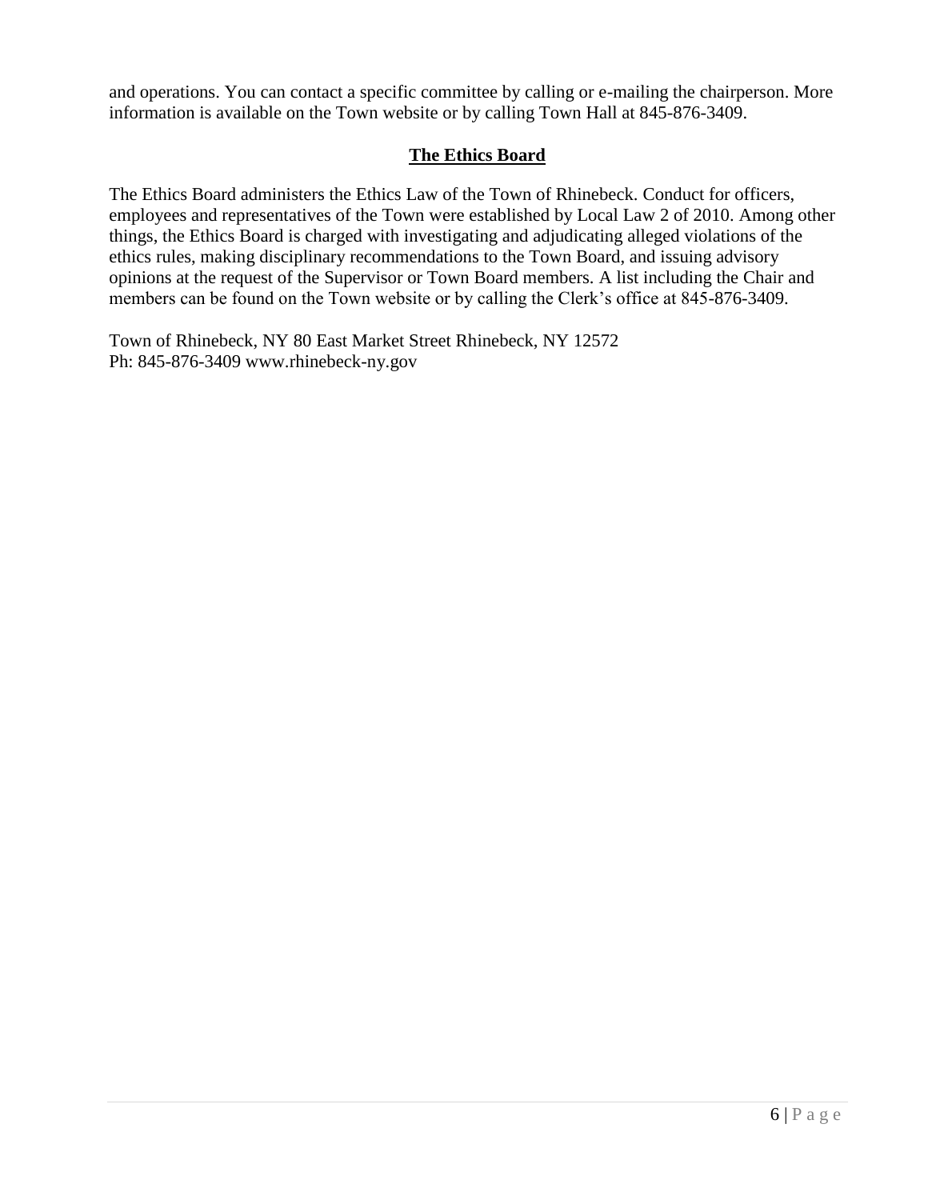and operations. You can contact a specific committee by calling or e-mailing the chairperson. More information is available on the Town website or by calling Town Hall at 845-876-3409.

## The Ethics Board

The Ethics Board administers the Ethics Law of the Town of Rhinebeck. Conduct for officers, employees and representatives of the Town were established by Local Law 2 of 2010. Among other things, the Ethics Board is charged with investigating and adjudicating alleged violations of the ethics rules, making disciplinary recommendations to the Town Board, and issuing advisory opinions at the request of the Supervisor or Town Board members. A list including the Chair and members can be found on the Town website or by calling the Clerk's office at 845-876-3409.

Town of Rhinebeck, NY 80 East Market Street Rhinebeck, NY 12572
Ph: 845-876-3409 www.rhinebeck-ny.gov